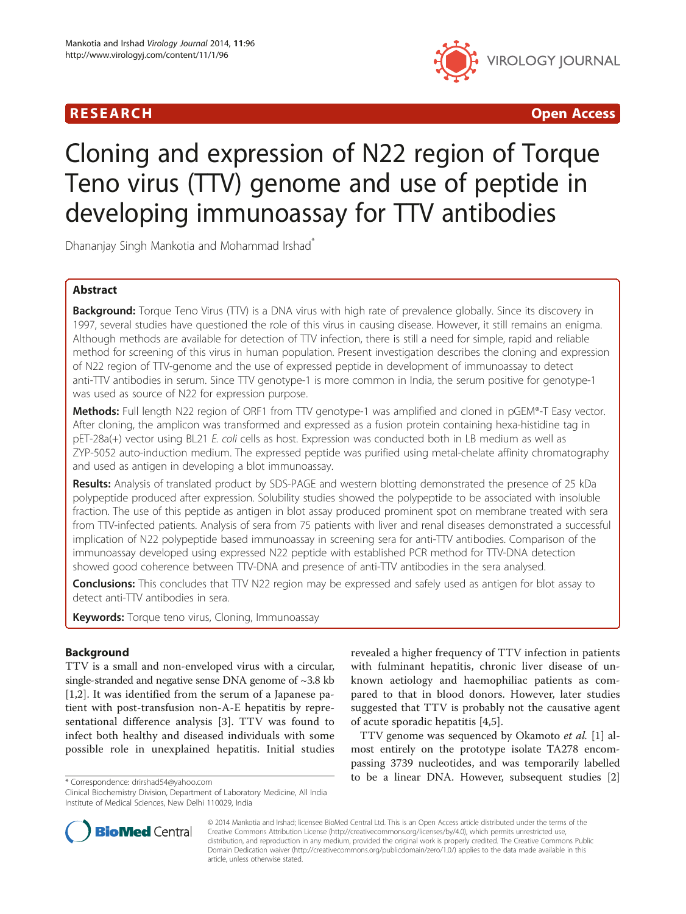RESEARCH Open Access

# Cloning and expression of N22 region of Torque Teno virus (TTV) genome and use of peptide in developing immunoassay for TTV antibodies

Dhananjay Singh Mankotia and Mohammad Irshad*

## Abstract

**Background:** Torque Teno Virus (TTV) is a DNA virus with high rate of prevalence globally. Since its discovery in 1997, several studies have questioned the role of this virus in causing disease. However, it still remains an enigma. Although methods are available for detection of TTV infection, there is still a need for simple, rapid and reliable method for screening of this virus in human population. Present investigation describes the cloning and expression of N22 region of TTV-genome and the use of expressed peptide in development of immunoassay to detect anti-TTV antibodies in serum. Since TTV genotype-1 is more common in India, the serum positive for genotype-1 was used as source of N22 for expression purpose.

**Methods:** Full length N22 region of ORF1 from TTV genotype-1 was amplified and cloned in pGEM®-T Easy vector. After cloning, the amplicon was transformed and expressed as a fusion protein containing hexa-histidine tag in pET-28a(+) vector using BL21 *E. coli* cells as host. Expression was conducted both in LB medium as well as ZYP-5052 auto-induction medium. The expressed peptide was purified using metal-chelate affinity chromatography and used as antigen in developing a blot immunoassay.

**Results:** Analysis of translated product by SDS-PAGE and western blotting demonstrated the presence of 25 kDa polypeptide produced after expression. Solubility studies showed the polypeptide to be associated with insoluble fraction. The use of this peptide as antigen in blot assay produced prominent spot on membrane treated with sera from TTV-infected patients. Analysis of sera from 75 patients with liver and renal diseases demonstrated a successful implication of N22 polypeptide based immunoassay in screening sera for anti-TTV antibodies. Comparison of the immunoassay developed using expressed N22 peptide with established PCR method for TTV-DNA detection showed good coherence between TTV-DNA and presence of anti-TTV antibodies in the sera analysed.

**Conclusions:** This concludes that TTV N22 region may be expressed and safely used as antigen for blot assay to detect anti-TTV antibodies in sera.

**Keywords:** Torque teno virus, Cloning, Immunoassay

## Background

TTV is a small and non-enveloped virus with a circular, single-stranded and negative sense DNA genome of ~3.8 kb [1,2]. It was identified from the serum of a Japanese patient with post-transfusion non-A-E hepatitis by representational difference analysis [3]. TTV was found to infect both healthy and diseased individuals with some possible role in unexplained hepatitis. Initial studies revealed a higher frequency of TTV infection in patients with fulminant hepatitis, chronic liver disease of unknown aetiology and haemophiliac patients as compared to that in blood donors. However, later studies suggested that TTV is probably not the causative agent of acute sporadic hepatitis [4,5].

TTV genome was sequenced by Okamoto *et al.* [1] almost entirely on the prototype isolate TA278 encompassing 3739 nucleotides, and was temporarily labelled to be a linear DNA. However, subsequent studies [2]

* Correspondence: drirshad54@yahoo.com
Clinical Biochemistry Division, Department of Laboratory Medicine, All India Institute of Medical Sciences, New Delhi 110029, India

© 2014 Mankotia and Irshad; licensee BioMed Central Ltd. This is an Open Access article distributed under the terms of the Creative Commons Attribution License (http://creativecommons.org/licenses/by/4.0), which permits unrestricted use, distribution, and reproduction in any medium, provided the original work is properly credited. The Creative Commons Public Domain Dedication waiver (http://creativecommons.org/publicdomain/zero/1.0/) applies to the data made available in this article, unless otherwise stated.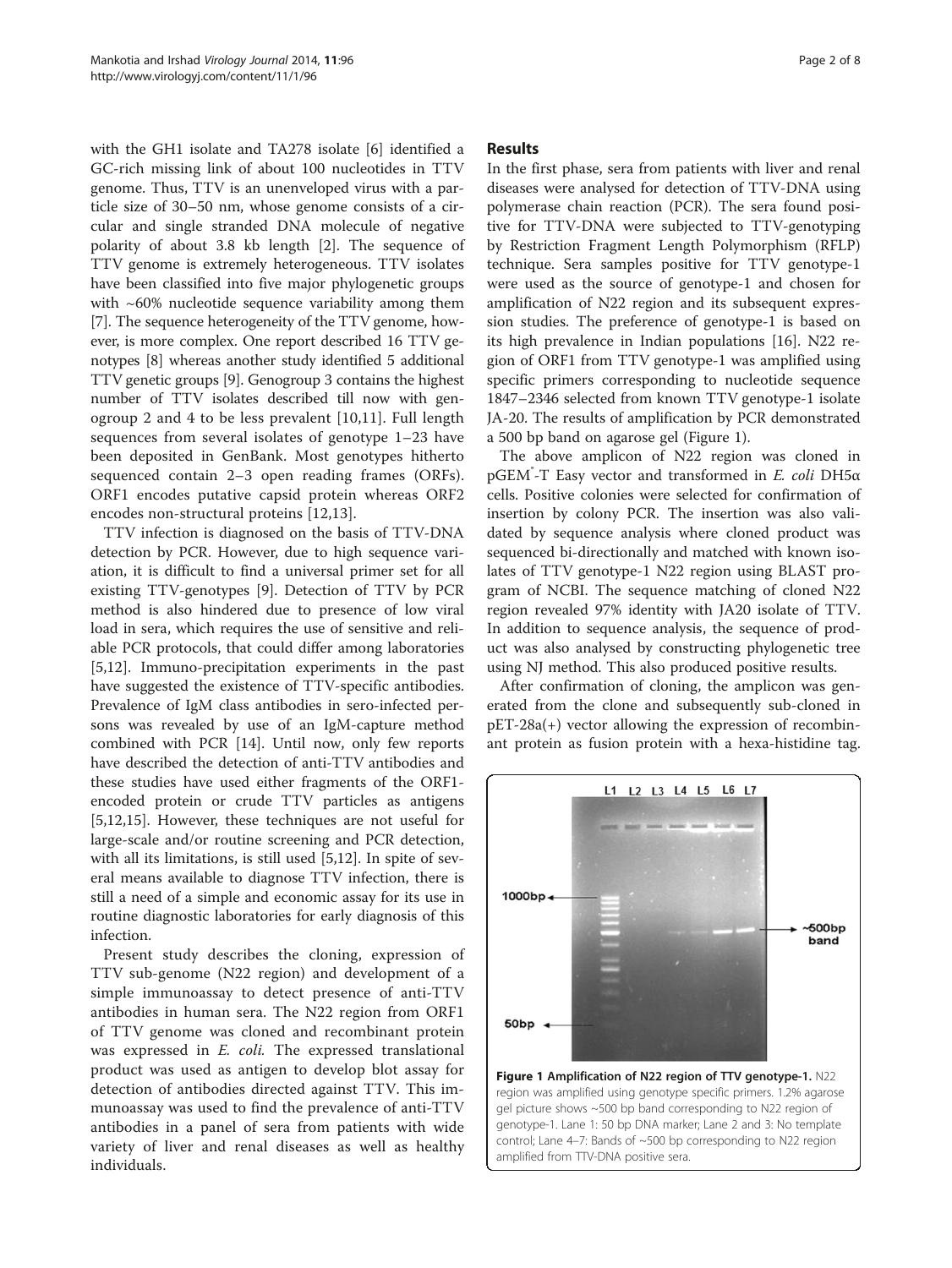with the GH1 isolate and TA278 isolate [6] identified a GC-rich missing link of about 100 nucleotides in TTV genome. Thus, TTV is an unenveloped virus with a particle size of 30–50 nm, whose genome consists of a circular and single stranded DNA molecule of negative polarity of about 3.8 kb length [2]. The sequence of TTV genome is extremely heterogeneous. TTV isolates have been classified into five major phylogenetic groups with ~60% nucleotide sequence variability among them [7]. The sequence heterogeneity of the TTV genome, however, is more complex. One report described 16 TTV genotypes [8] whereas another study identified 5 additional TTV genetic groups [9]. Genogroup 3 contains the highest number of TTV isolates described till now with genogroup 2 and 4 to be less prevalent [10,11]. Full length sequences from several isolates of genotype 1–23 have been deposited in GenBank. Most genotypes hitherto sequenced contain 2–3 open reading frames (ORFs). ORF1 encodes putative capsid protein whereas ORF2 encodes non-structural proteins [12,13].

TTV infection is diagnosed on the basis of TTV-DNA detection by PCR. However, due to high sequence variation, it is difficult to find a universal primer set for all existing TTV-genotypes [9]. Detection of TTV by PCR method is also hindered due to presence of low viral load in sera, which requires the use of sensitive and reliable PCR protocols, that could differ among laboratories [5,12]. Immuno-precipitation experiments in the past have suggested the existence of TTV-specific antibodies. Prevalence of IgM class antibodies in sero-infected persons was revealed by use of an IgM-capture method combined with PCR [14]. Until now, only few reports have described the detection of anti-TTV antibodies and these studies have used either fragments of the ORF1-encoded protein or crude TTV particles as antigens [5,12,15]. However, these techniques are not useful for large-scale and/or routine screening and PCR detection, with all its limitations, is still used [5,12]. In spite of several means available to diagnose TTV infection, there is still a need of a simple and economic assay for its use in routine diagnostic laboratories for early diagnosis of this infection.

Present study describes the cloning, expression of TTV sub-genome (N22 region) and development of a simple immunoassay to detect presence of anti-TTV antibodies in human sera. The N22 region from ORF1 of TTV genome was cloned and recombinant protein was expressed in *E. coli.* The expressed translational product was used as antigen to develop blot assay for detection of antibodies directed against TTV. This immunoassay was used to find the prevalence of anti-TTV antibodies in a panel of sera from patients with wide variety of liver and renal diseases as well as healthy individuals.

## Results

In the first phase, sera from patients with liver and renal diseases were analysed for detection of TTV-DNA using polymerase chain reaction (PCR). The sera found positive for TTV-DNA were subjected to TTV-genotyping by Restriction Fragment Length Polymorphism (RFLP) technique. Sera samples positive for TTV genotype-1 were used as the source of genotype-1 and chosen for amplification of N22 region and its subsequent expression studies. The preference of genotype-1 is based on its high prevalence in Indian populations [16]. N22 region of ORF1 from TTV genotype-1 was amplified using specific primers corresponding to nucleotide sequence 1847–2346 selected from known TTV genotype-1 isolate JA-20. The results of amplification by PCR demonstrated a 500 bp band on agarose gel (Figure 1).

The above amplicon of N22 region was cloned in pGEM®-T Easy vector and transformed in *E. coli* DH5α cells. Positive colonies were selected for confirmation of insertion by colony PCR. The insertion was also validated by sequence analysis where cloned product was sequenced bi-directionally and matched with known isolates of TTV genotype-1 N22 region using BLAST program of NCBI. The sequence matching of cloned N22 region revealed 97% identity with JA20 isolate of TTV. In addition to sequence analysis, the sequence of product was also analysed by constructing phylogenetic tree using NJ method. This also produced positive results.

After confirmation of cloning, the amplicon was generated from the clone and subsequently sub-cloned in pET-28a(+) vector allowing the expression of recombinant protein as fusion protein with a hexa-histidine tag.

**Figure 1 Amplification of N22 region of TTV genotype-1.** N22 region was amplified using genotype specific primers. 1.2% agarose gel picture shows ~500 bp band corresponding to N22 region of genotype-1. Lane 1: 50 bp DNA marker; Lane 2 and 3: No template control; Lane 4–7: Bands of ~500 bp corresponding to N22 region amplified from TTV-DNA positive sera.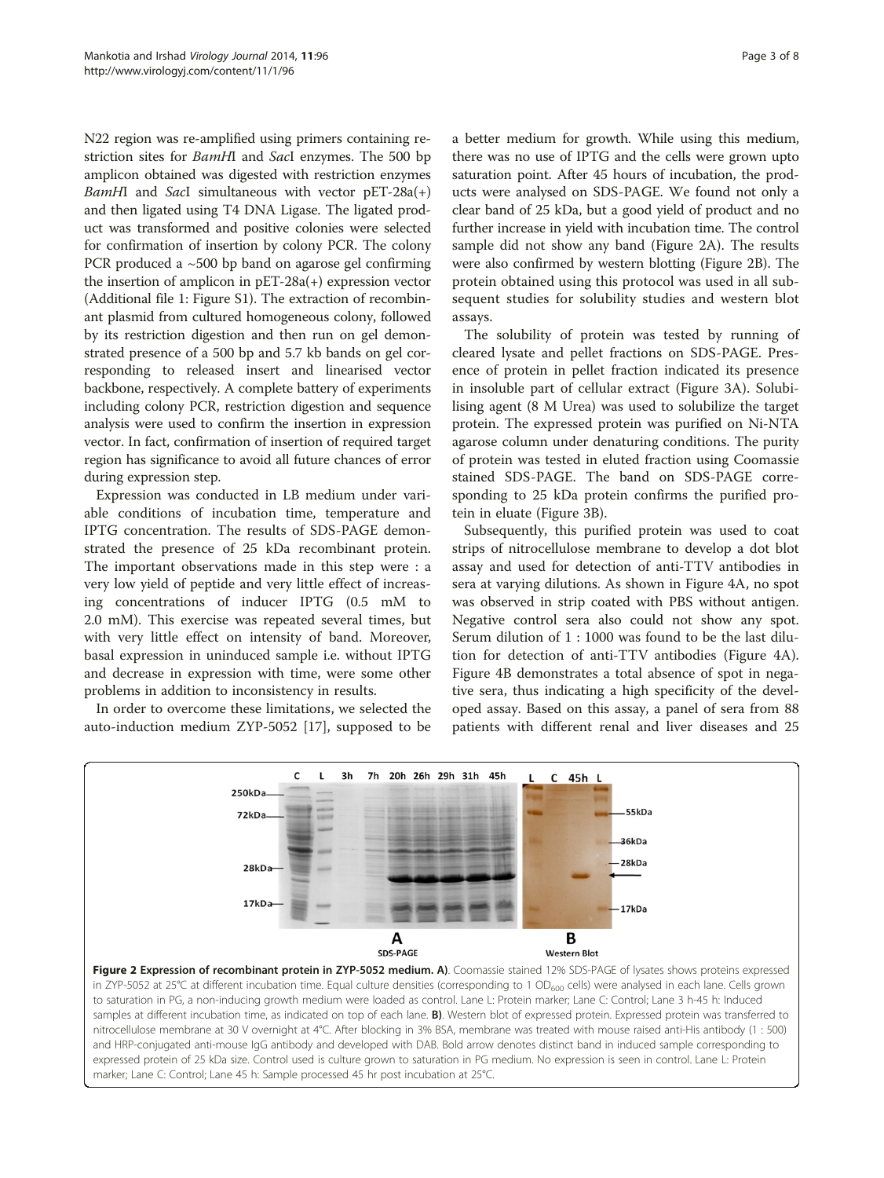N22 region was re-amplified using primers containing restriction sites for *BamH*I and *Sac*I enzymes. The 500 bp amplicon obtained was digested with restriction enzymes *BamH*I and *Sac*I simultaneous with vector pET-28a(+) and then ligated using T4 DNA Ligase. The ligated product was transformed and positive colonies were selected for confirmation of insertion by colony PCR. The colony PCR produced a ~500 bp band on agarose gel confirming the insertion of amplicon in pET-28a(+) expression vector (Additional file 1: Figure S1). The extraction of recombinant plasmid from cultured homogeneous colony, followed by its restriction digestion and then run on gel demonstrated presence of a 500 bp and 5.7 kb bands on gel corresponding to released insert and linearised vector backbone, respectively. A complete battery of experiments including colony PCR, restriction digestion and sequence analysis were used to confirm the insertion in expression vector. In fact, confirmation of insertion of required target region has significance to avoid all future chances of error during expression step.

Expression was conducted in LB medium under variable conditions of incubation time, temperature and IPTG concentration. The results of SDS-PAGE demonstrated the presence of 25 kDa recombinant protein. The important observations made in this step were : a very low yield of peptide and very little effect of increasing concentrations of inducer IPTG (0.5 mM to 2.0 mM). This exercise was repeated several times, but with very little effect on intensity of band. Moreover, basal expression in uninduced sample i.e. without IPTG and decrease in expression with time, were some other problems in addition to inconsistency in results.

In order to overcome these limitations, we selected the auto-induction medium ZYP-5052 [17], supposed to be a better medium for growth. While using this medium, there was no use of IPTG and the cells were grown upto saturation point. After 45 hours of incubation, the products were analysed on SDS-PAGE. We found not only a clear band of 25 kDa, but a good yield of product and no further increase in yield with incubation time. The control sample did not show any band (Figure 2A). The results were also confirmed by western blotting (Figure 2B). The protein obtained using this protocol was used in all subsequent studies for solubility studies and western blot assays.

The solubility of protein was tested by running of cleared lysate and pellet fractions on SDS-PAGE. Presence of protein in pellet fraction indicated its presence in insoluble part of cellular extract (Figure 3A). Solubilising agent (8 M Urea) was used to solubilize the target protein. The expressed protein was purified on Ni-NTA agarose column under denaturing conditions. The purity of protein was tested in eluted fraction using Coomassie stained SDS-PAGE. The band on SDS-PAGE corresponding to 25 kDa protein confirms the purified protein in eluate (Figure 3B).

Subsequently, this purified protein was used to coat strips of nitrocellulose membrane to develop a dot blot assay and used for detection of anti-TTV antibodies in sera at varying dilutions. As shown in Figure 4A, no spot was observed in strip coated with PBS without antigen. Negative control sera also could not show any spot. Serum dilution of 1 : 1000 was found to be the last dilution for detection of anti-TTV antibodies (Figure 4A). Figure 4B demonstrates a total absence of spot in negative sera, thus indicating a high specificity of the developed assay. Based on this assay, a panel of sera from 88 patients with different renal and liver diseases and 25

**Figure 2 Expression of recombinant protein in ZYP-5052 medium. A)**. Coomassie stained 12% SDS-PAGE of lysates shows proteins expressed in ZYP-5052 at 25°C at different incubation time. Equal culture densities (corresponding to 1 $OD_{600}$ cells) were analysed in each lane. Cells grown to saturation in PG, a non-inducing growth medium were loaded as control. Lane L: Protein marker; Lane C: Control; Lane 3 h-45 h: Induced samples at different incubation time, as indicated on top of each lane. **B)**. Western blot of expressed protein. Expressed protein was transferred to nitrocellulose membrane at 30 V overnight at 4°C. After blocking in 3% BSA, membrane was treated with mouse raised anti-His antibody (1 : 500) and HRP-conjugated anti-mouse IgG antibody and developed with DAB. Bold arrow denotes distinct band in induced sample corresponding to expressed protein of 25 kDa size. Control used is culture grown to saturation in PG medium. No expression is seen in control. Lane L: Protein marker; Lane C: Control; Lane 45 h: Sample processed 45 hr post incubation at 25°C.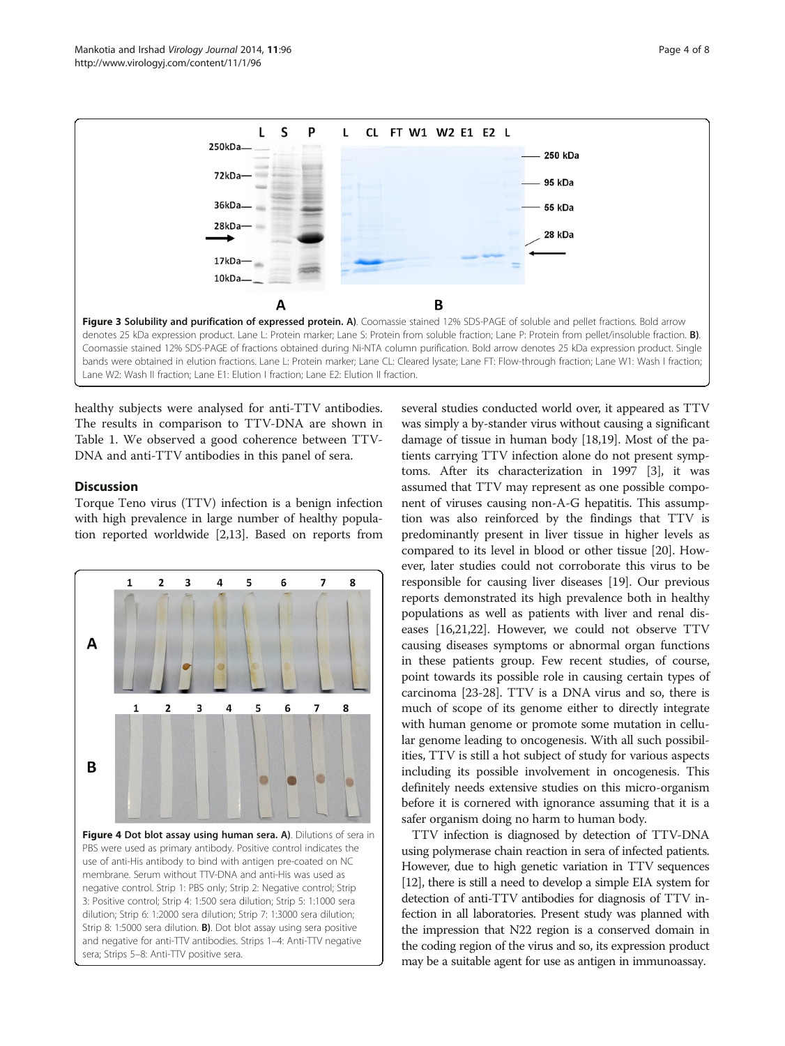**Figure 3 Solubility and purification of expressed protein. A)**. Coomassie stained 12% SDS-PAGE of soluble and pellet fractions. Bold arrow denotes 25 kDa expression product. Lane L: Protein marker; Lane S: Protein from soluble fraction; Lane P: Protein from pellet/insoluble fraction. **B)**. Coomassie stained 12% SDS-PAGE of fractions obtained during Ni-NTA column purification. Bold arrow denotes 25 kDa expression product. Single bands were obtained in elution fractions. Lane L: Protein marker; Lane CL: Cleared lysate; Lane FT: Flow-through fraction; Lane W1: Wash I fraction; Lane W2: Wash II fraction; Lane E1: Elution I fraction; Lane E2: Elution II fraction.

healthy subjects were analysed for anti-TTV antibodies. The results in comparison to TTV-DNA are shown in Table 1. We observed a good coherence between TTV-DNA and anti-TTV antibodies in this panel of sera.

## Discussion

Torque Teno virus (TTV) infection is a benign infection with high prevalence in large number of healthy population reported worldwide [2,13]. Based on reports from several studies conducted world over, it appeared as TTV was simply a by-stander virus without causing a significant damage of tissue in human body [18,19]. Most of the patients carrying TTV infection alone do not present symptoms. After its characterization in 1997 [3], it was assumed that TTV may represent as one possible component of viruses causing non-A-G hepatitis. This assumption was also reinforced by the findings that TTV is predominantly present in liver tissue in higher levels as compared to its level in blood or other tissue [20]. However, later studies could not corroborate this virus to be responsible for causing liver diseases [19]. Our previous reports demonstrated its high prevalence both in healthy populations as well as patients with liver and renal diseases [16,21,22]. However, we could not observe TTV causing diseases symptoms or abnormal organ functions in these patients group. Few recent studies, of course, point towards its possible role in causing certain types of carcinoma [23-28]. TTV is a DNA virus and so, there is much of scope of its genome either to directly integrate with human genome or promote some mutation in cellular genome leading to oncogenesis. With all such possibilities, TTV is still a hot subject of study for various aspects including its possible involvement in oncogenesis. This definitely needs extensive studies on this micro-organism before it is cornered with ignorance assuming that it is a safer organism doing no harm to human body.

TTV infection is diagnosed by detection of TTV-DNA using polymerase chain reaction in sera of infected patients. However, due to high genetic variation in TTV sequences [12], there is still a need to develop a simple EIA system for detection of anti-TTV antibodies for diagnosis of TTV infection in all laboratories. Present study was planned with the impression that N22 region is a conserved domain in the coding region of the virus and so, its expression product may be a suitable agent for use as antigen in immunoassay.

**Figure 4 Dot blot assay using human sera. A)**. Dilutions of sera in PBS were used as primary antibody. Positive control indicates the use of anti-His antibody to bind with antigen pre-coated on NC membrane. Serum without TTV-DNA and anti-His was used as negative control. Strip 1: PBS only; Strip 2: Negative control; Strip 3: Positive control; Strip 4: 1:500 sera dilution; Strip 5: 1:1000 sera dilution; Strip 6: 1:2000 sera dilution; Strip 7: 1:3000 sera dilution; Strip 8: 1:5000 sera dilution. **B)**. Dot blot assay using sera positive and negative for anti-TTV antibodies. Strips 1–4: Anti-TTV negative sera; Strips 5–8: Anti-TTV positive sera.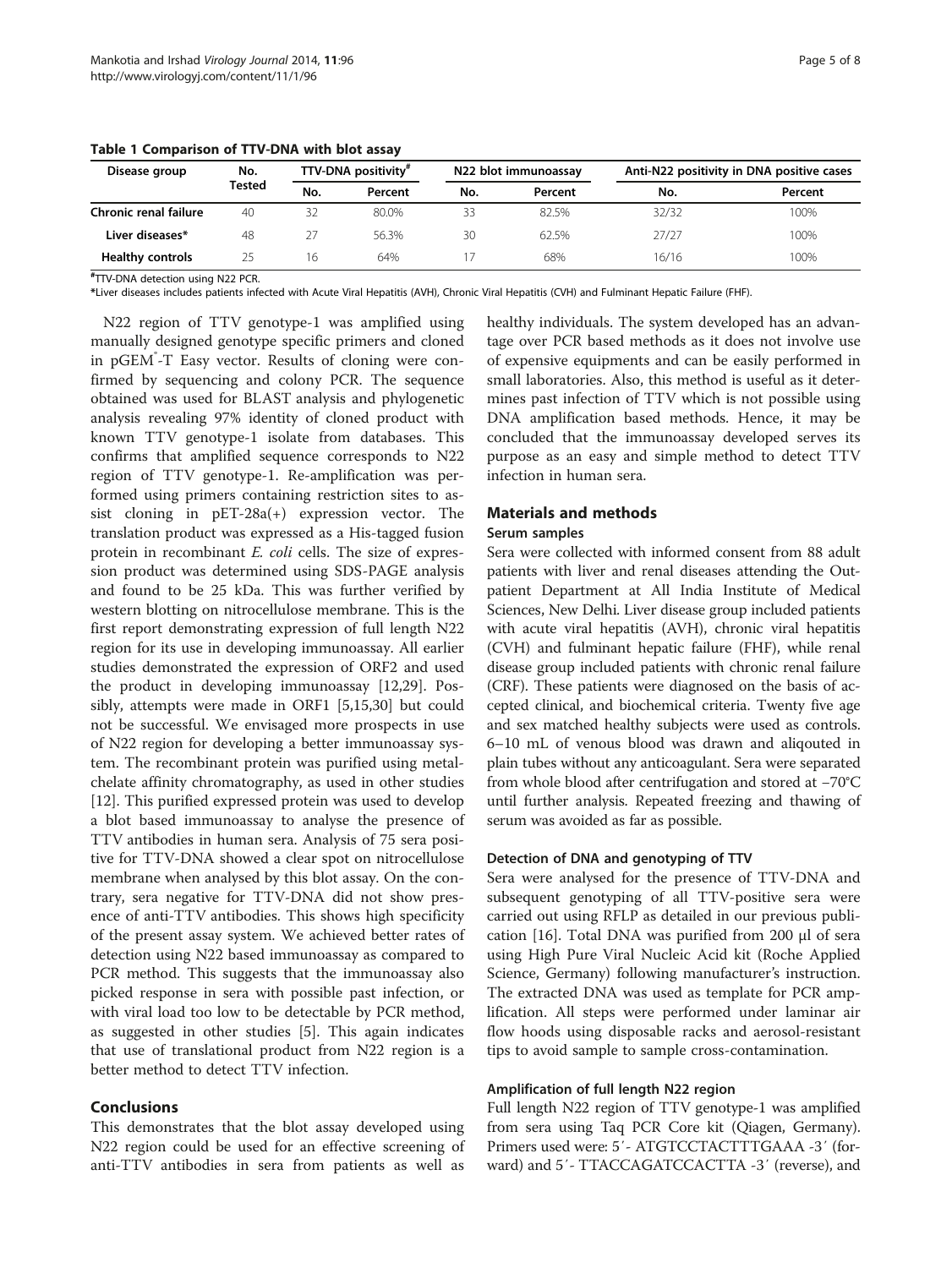**Table 1 Comparison of TTV-DNA with blot assay**

| Disease group | No. Tested | TTV-DNA positivity[#] | | N22 blot immunoassay | | Anti-N22 positivity in DNA positive cases | |
|---|---|---|---|---|---|---|---|
| | | No. | Percent | No. | Percent | No. | Percent |
| **Chronic renal failure** | 40 | 32 | 80.0% | 33 | 82.5% | 32/32 | 100% |
| **Liver diseases*** | 48 | 27 | 56.3% | 30 | 62.5% | 27/27 | 100% |
| **Healthy controls** | 25 | 16 | 64% | 17 | 68% | 16/16 | 100% |

[#]TTV-DNA detection using N22 PCR.

*Liver diseases includes patients infected with Acute Viral Hepatitis (AVH), Chronic Viral Hepatitis (CVH) and Fulminant Hepatic Failure (FHF).

N22 region of TTV genotype-1 was amplified using manually designed genotype specific primers and cloned in pGEM®-T Easy vector. Results of cloning were confirmed by sequencing and colony PCR. The sequence obtained was used for BLAST analysis and phylogenetic analysis revealing 97% identity of cloned product with known TTV genotype-1 isolate from databases. This confirms that amplified sequence corresponds to N22 region of TTV genotype-1. Re-amplification was performed using primers containing restriction sites to assist cloning in pET-28a(+) expression vector. The translation product was expressed as a His-tagged fusion protein in recombinant *E. coli* cells. The size of expression product was determined using SDS-PAGE analysis and found to be 25 kDa. This was further verified by western blotting on nitrocellulose membrane. This is the first report demonstrating expression of full length N22 region for its use in developing immunoassay. All earlier studies demonstrated the expression of ORF2 and used the product in developing immunoassay [12,29]. Possibly, attempts were made in ORF1 [5,15,30] but could not be successful. We envisaged more prospects in use of N22 region for developing a better immunoassay system. The recombinant protein was purified using metal-chelate affinity chromatography, as used in other studies [12]. This purified expressed protein was used to develop a blot based immunoassay to analyse the presence of TTV antibodies in human sera. Analysis of 75 sera positive for TTV-DNA showed a clear spot on nitrocellulose membrane when analysed by this blot assay. On the contrary, sera negative for TTV-DNA did not show presence of anti-TTV antibodies. This shows high specificity of the present assay system. We achieved better rates of detection using N22 based immunoassay as compared to PCR method. This suggests that the immunoassay also picked response in sera with possible past infection, or with viral load too low to be detectable by PCR method, as suggested in other studies [5]. This again indicates that use of translational product from N22 region is a better method to detect TTV infection.

## Conclusions

This demonstrates that the blot assay developed using N22 region could be used for an effective screening of anti-TTV antibodies in sera from patients as well as healthy individuals. The system developed has an advantage over PCR based methods as it does not involve use of expensive equipments and can be easily performed in small laboratories. Also, this method is useful as it determines past infection of TTV which is not possible using DNA amplification based methods. Hence, it may be concluded that the immunoassay developed serves its purpose as an easy and simple method to detect TTV infection in human sera.

## Materials and methods

### Serum samples

Sera were collected with informed consent from 88 adult patients with liver and renal diseases attending the Outpatient Department at All India Institute of Medical Sciences, New Delhi. Liver disease group included patients with acute viral hepatitis (AVH), chronic viral hepatitis (CVH) and fulminant hepatic failure (FHF), while renal disease group included patients with chronic renal failure (CRF). These patients were diagnosed on the basis of accepted clinical, and biochemical criteria. Twenty five age and sex matched healthy subjects were used as controls. 6–10 mL of venous blood was drawn and aliqouted in plain tubes without any anticoagulant. Sera were separated from whole blood after centrifugation and stored at −70°C until further analysis. Repeated freezing and thawing of serum was avoided as far as possible.

### Detection of DNA and genotyping of TTV

Sera were analysed for the presence of TTV-DNA and subsequent genotyping of all TTV-positive sera were carried out using RFLP as detailed in our previous publication [16]. Total DNA was purified from 200 μl of sera using High Pure Viral Nucleic Acid kit (Roche Applied Science, Germany) following manufacturer's instruction. The extracted DNA was used as template for PCR amplification. All steps were performed under laminar air flow hoods using disposable racks and aerosol-resistant tips to avoid sample to sample cross-contamination.

### Amplification of full length N22 region

Full length N22 region of TTV genotype-1 was amplified from sera using Taq PCR Core kit (Qiagen, Germany). Primers used were: 5′- ATGTCCTACTTTGAAA -3′ (forward) and 5′- TTACCAGATCCACTTA -3′ (reverse), and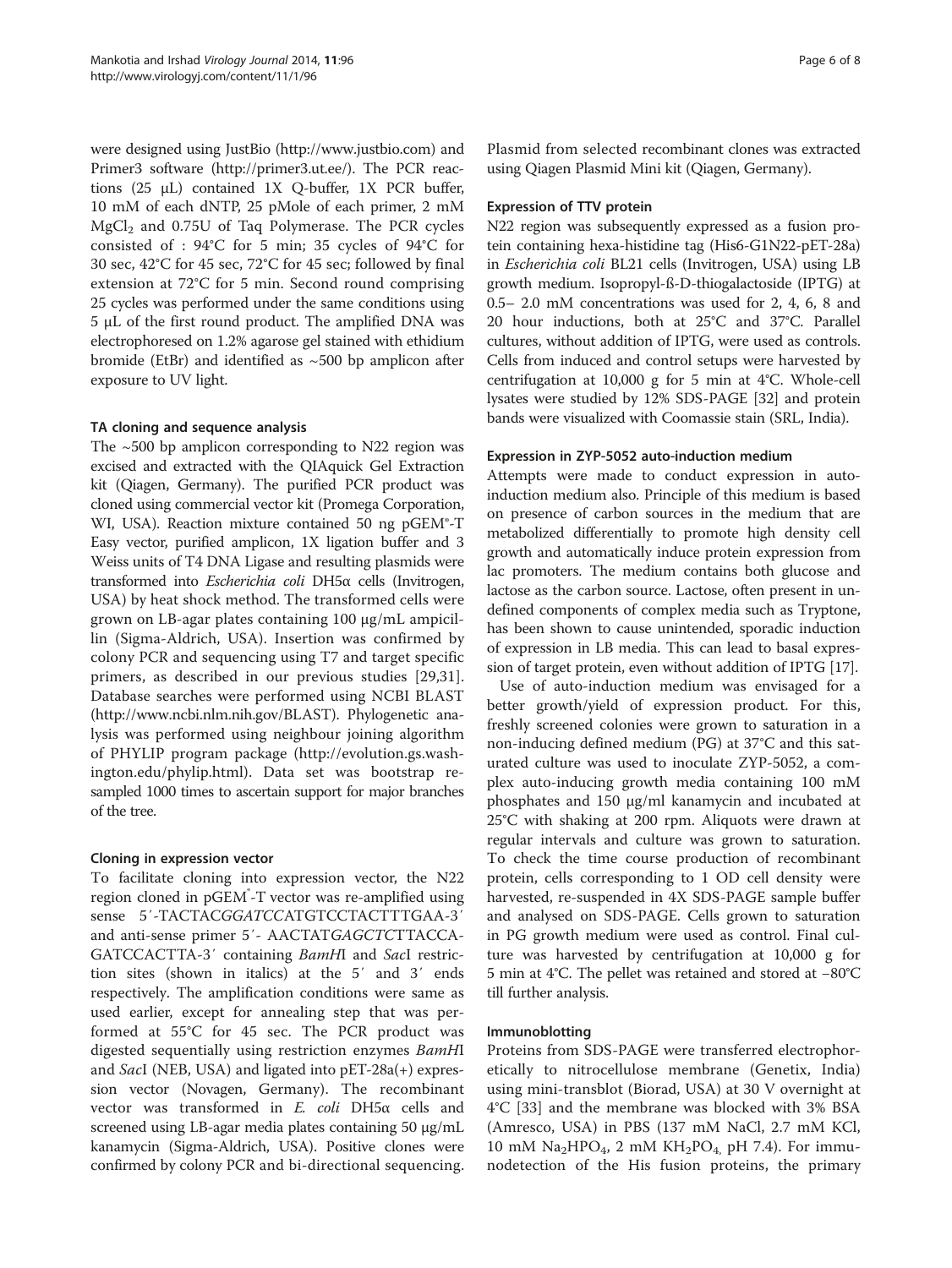were designed using JustBio (http://www.justbio.com) and Primer3 software (http://primer3.ut.ee/). The PCR reactions (25 μL) contained 1X Q-buffer, 1X PCR buffer, 10 mM of each dNTP, 25 pMole of each primer, 2 mM $MgCl_2$ and 0.75U of Taq Polymerase. The PCR cycles consisted of : 94°C for 5 min; 35 cycles of 94°C for 30 sec, 42°C for 45 sec, 72°C for 45 sec; followed by final extension at 72°C for 5 min. Second round comprising 25 cycles was performed under the same conditions using 5 μL of the first round product. The amplified DNA was electrophoresed on 1.2% agarose gel stained with ethidium bromide (EtBr) and identified as ~500 bp amplicon after exposure to UV light.

### TA cloning and sequence analysis

The ~500 bp amplicon corresponding to N22 region was excised and extracted with the QIAquick Gel Extraction kit (Qiagen, Germany). The purified PCR product was cloned using commercial vector kit (Promega Corporation, WI, USA). Reaction mixture contained 50 ng pGEM®-T Easy vector, purified amplicon, 1X ligation buffer and 3 Weiss units of T4 DNA Ligase and resulting plasmids were transformed into *Escherichia coli* DH5α cells (Invitrogen, USA) by heat shock method. The transformed cells were grown on LB-agar plates containing 100 μg/mL ampicillin (Sigma-Aldrich, USA). Insertion was confirmed by colony PCR and sequencing using T7 and target specific primers, as described in our previous studies [29,31]. Database searches were performed using NCBI BLAST (http://www.ncbi.nlm.nih.gov/BLAST). Phylogenetic analysis was performed using neighbour joining algorithm of PHYLIP program package (http://evolution.gs.washington.edu/phylip.html). Data set was bootstrap resampled 1000 times to ascertain support for major branches of the tree.

### Cloning in expression vector

To facilitate cloning into expression vector, the N22 region cloned in pGEM®-T vector was re-amplified using sense 5′-TACTAC*GGATCC*ATGTCCTACTTTGAA-3′ and anti-sense primer 5′- AACTAT*GAGCTC*TTACCA-GATCCACTTA-3′ containing *BamH*I and *Sac*I restriction sites (shown in italics) at the 5′ and 3′ ends respectively. The amplification conditions were same as used earlier, except for annealing step that was performed at 55°C for 45 sec. The PCR product was digested sequentially using restriction enzymes *BamH*I and *Sac*I (NEB, USA) and ligated into pET-28a(+) expression vector (Novagen, Germany). The recombinant vector was transformed in *E. coli* DH5α cells and screened using LB-agar media plates containing 50 μg/mL kanamycin (Sigma-Aldrich, USA). Positive clones were confirmed by colony PCR and bi-directional sequencing. Plasmid from selected recombinant clones was extracted using Qiagen Plasmid Mini kit (Qiagen, Germany).

### Expression of TTV protein

N22 region was subsequently expressed as a fusion protein containing hexa-histidine tag (His6-G1N22-pET-28a) in *Escherichia coli* BL21 cells (Invitrogen, USA) using LB growth medium. Isopropyl-ß-D-thiogalactoside (IPTG) at 0.5– 2.0 mM concentrations was used for 2, 4, 6, 8 and 20 hour inductions, both at 25°C and 37°C. Parallel cultures, without addition of IPTG, were used as controls. Cells from induced and control setups were harvested by centrifugation at 10,000 g for 5 min at 4°C. Whole-cell lysates were studied by 12% SDS-PAGE [32] and protein bands were visualized with Coomassie stain (SRL, India).

### Expression in ZYP-5052 auto-induction medium

Attempts were made to conduct expression in auto-induction medium also. Principle of this medium is based on presence of carbon sources in the medium that are metabolized differentially to promote high density cell growth and automatically induce protein expression from lac promoters. The medium contains both glucose and lactose as the carbon source. Lactose, often present in undefined components of complex media such as Tryptone, has been shown to cause unintended, sporadic induction of expression in LB media. This can lead to basal expression of target protein, even without addition of IPTG [17].

Use of auto-induction medium was envisaged for a better growth/yield of expression product. For this, freshly screened colonies were grown to saturation in a non-inducing defined medium (PG) at 37°C and this saturated culture was used to inoculate ZYP-5052, a complex auto-inducing growth media containing 100 mM phosphates and 150 μg/ml kanamycin and incubated at 25°C with shaking at 200 rpm. Aliquots were drawn at regular intervals and culture was grown to saturation. To check the time course production of recombinant protein, cells corresponding to 1 OD cell density were harvested, re-suspended in 4X SDS-PAGE sample buffer and analysed on SDS-PAGE. Cells grown to saturation in PG growth medium were used as control. Final culture was harvested by centrifugation at 10,000 g for 5 min at 4°C. The pellet was retained and stored at −80°C till further analysis.

### Immunoblotting

Proteins from SDS-PAGE were transferred electrophoretically to nitrocellulose membrane (Genetix, India) using mini-transblot (Biorad, USA) at 30 V overnight at 4°C [33] and the membrane was blocked with 3% BSA (Amresco, USA) in PBS (137 mM NaCl, 2.7 mM KCl, 10 mM $Na_2HPO_4$, 2 mM $KH_2PO_4$, pH 7.4). For immunodetection of the His fusion proteins, the primary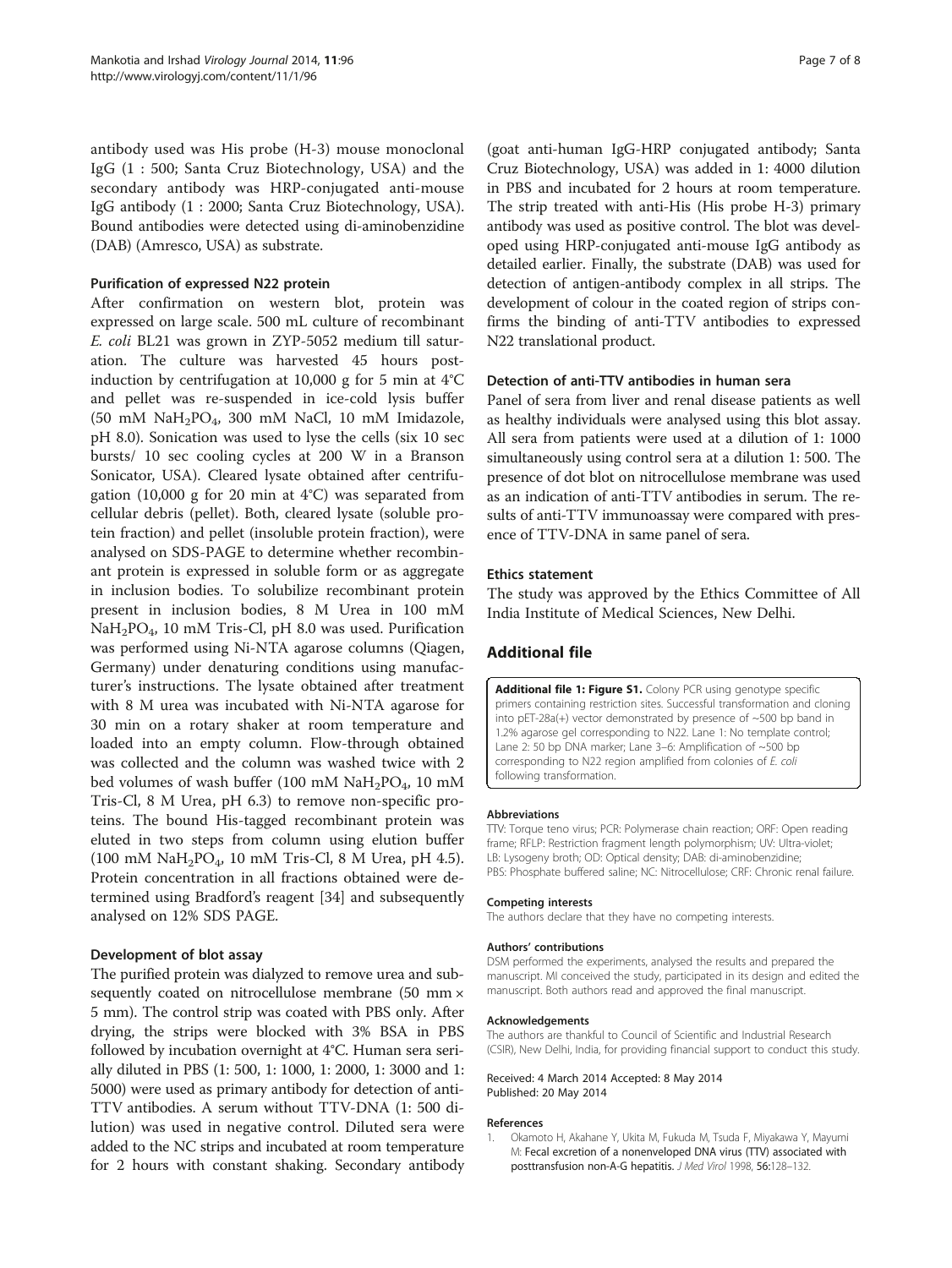antibody used was His probe (H-3) mouse monoclonal IgG (1 : 500; Santa Cruz Biotechnology, USA) and the secondary antibody was HRP-conjugated anti-mouse IgG antibody (1 : 2000; Santa Cruz Biotechnology, USA). Bound antibodies were detected using di-aminobenzidine (DAB) (Amresco, USA) as substrate.

### Purification of expressed N22 protein

After confirmation on western blot, protein was expressed on large scale. 500 mL culture of recombinant *E. coli* BL21 was grown in ZYP-5052 medium till saturation. The culture was harvested 45 hours post-induction by centrifugation at 10,000 g for 5 min at 4°C and pellet was re-suspended in ice-cold lysis buffer (50 mM $NaH_2PO_4$, 300 mM NaCl, 10 mM Imidazole, pH 8.0). Sonication was used to lyse the cells (six 10 sec bursts/ 10 sec cooling cycles at 200 W in a Branson Sonicator, USA). Cleared lysate obtained after centrifugation (10,000 g for 20 min at 4°C) was separated from cellular debris (pellet). Both, cleared lysate (soluble protein fraction) and pellet (insoluble protein fraction), were analysed on SDS-PAGE to determine whether recombinant protein is expressed in soluble form or as aggregate in inclusion bodies. To solubilize recombinant protein present in inclusion bodies, 8 M Urea in 100 mM $NaH_2PO_4$, 10 mM Tris-Cl, pH 8.0 was used. Purification was performed using Ni-NTA agarose columns (Qiagen, Germany) under denaturing conditions using manufacturer's instructions. The lysate obtained after treatment with 8 M urea was incubated with Ni-NTA agarose for 30 min on a rotary shaker at room temperature and loaded into an empty column. Flow-through obtained was collected and the column was washed twice with 2 bed volumes of wash buffer (100 mM $NaH_2PO_4$, 10 mM Tris-Cl, 8 M Urea, pH 6.3) to remove non-specific proteins. The bound His-tagged recombinant protein was eluted in two steps from column using elution buffer (100 mM $NaH_2PO_4$, 10 mM Tris-Cl, 8 M Urea, pH 4.5). Protein concentration in all fractions obtained were determined using Bradford's reagent [34] and subsequently analysed on 12% SDS PAGE.

### Development of blot assay

The purified protein was dialyzed to remove urea and subsequently coated on nitrocellulose membrane (50 mm × 5 mm). The control strip was coated with PBS only. After drying, the strips were blocked with 3% BSA in PBS followed by incubation overnight at 4°C. Human sera serially diluted in PBS (1: 500, 1: 1000, 1: 2000, 1: 3000 and 1: 5000) were used as primary antibody for detection of anti-TTV antibodies. A serum without TTV-DNA (1: 500 dilution) was used in negative control. Diluted sera were added to the NC strips and incubated at room temperature for 2 hours with constant shaking. Secondary antibody (goat anti-human IgG-HRP conjugated antibody; Santa Cruz Biotechnology, USA) was added in 1: 4000 dilution in PBS and incubated for 2 hours at room temperature. The strip treated with anti-His (His probe H-3) primary antibody was used as positive control. The blot was developed using HRP-conjugated anti-mouse IgG antibody as detailed earlier. Finally, the substrate (DAB) was used for detection of antigen-antibody complex in all strips. The development of colour in the coated region of strips confirms the binding of anti-TTV antibodies to expressed N22 translational product.

### Detection of anti-TTV antibodies in human sera

Panel of sera from liver and renal disease patients as well as healthy individuals were analysed using this blot assay. All sera from patients were used at a dilution of 1: 1000 simultaneously using control sera at a dilution 1: 500. The presence of dot blot on nitrocellulose membrane was used as an indication of anti-TTV antibodies in serum. The results of anti-TTV immunoassay were compared with presence of TTV-DNA in same panel of sera.

### Ethics statement

The study was approved by the Ethics Committee of All India Institute of Medical Sciences, New Delhi.

## Additional file

**Additional file 1: Figure S1.** Colony PCR using genotype specific primers containing restriction sites. Successful transformation and cloning into pET-28a(+) vector demonstrated by presence of ~500 bp band in 1.2% agarose gel corresponding to N22. Lane 1: No template control; Lane 2: 50 bp DNA marker; Lane 3–6: Amplification of ~500 bp corresponding to N22 region amplified from colonies of *E. coli* following transformation.

#### Abbreviations

TTV: Torque teno virus; PCR: Polymerase chain reaction; ORF: Open reading frame; RFLP: Restriction fragment length polymorphism; UV: Ultra-violet; LB: Lysogeny broth; OD: Optical density; DAB: di-aminobenzidine; PBS: Phosphate buffered saline; NC: Nitrocellulose; CRF: Chronic renal failure.

#### Competing interests

The authors declare that they have no competing interests.

#### Authors' contributions

DSM performed the experiments, analysed the results and prepared the manuscript. MI conceived the study, participated in its design and edited the manuscript. Both authors read and approved the final manuscript.

#### Acknowledgements

The authors are thankful to Council of Scientific and Industrial Research (CSIR), New Delhi, India, for providing financial support to conduct this study.

Received: 4 March 2014 Accepted: 8 May 2014
Published: 20 May 2014

#### References

1. Okamoto H, Akahane Y, Ukita M, Fukuda M, Tsuda F, Miyakawa Y, Mayumi M: Fecal excretion of a nonenveloped DNA virus (TTV) associated with posttransfusion non-A-G hepatitis. *J Med Virol* 1998, 56:128–132.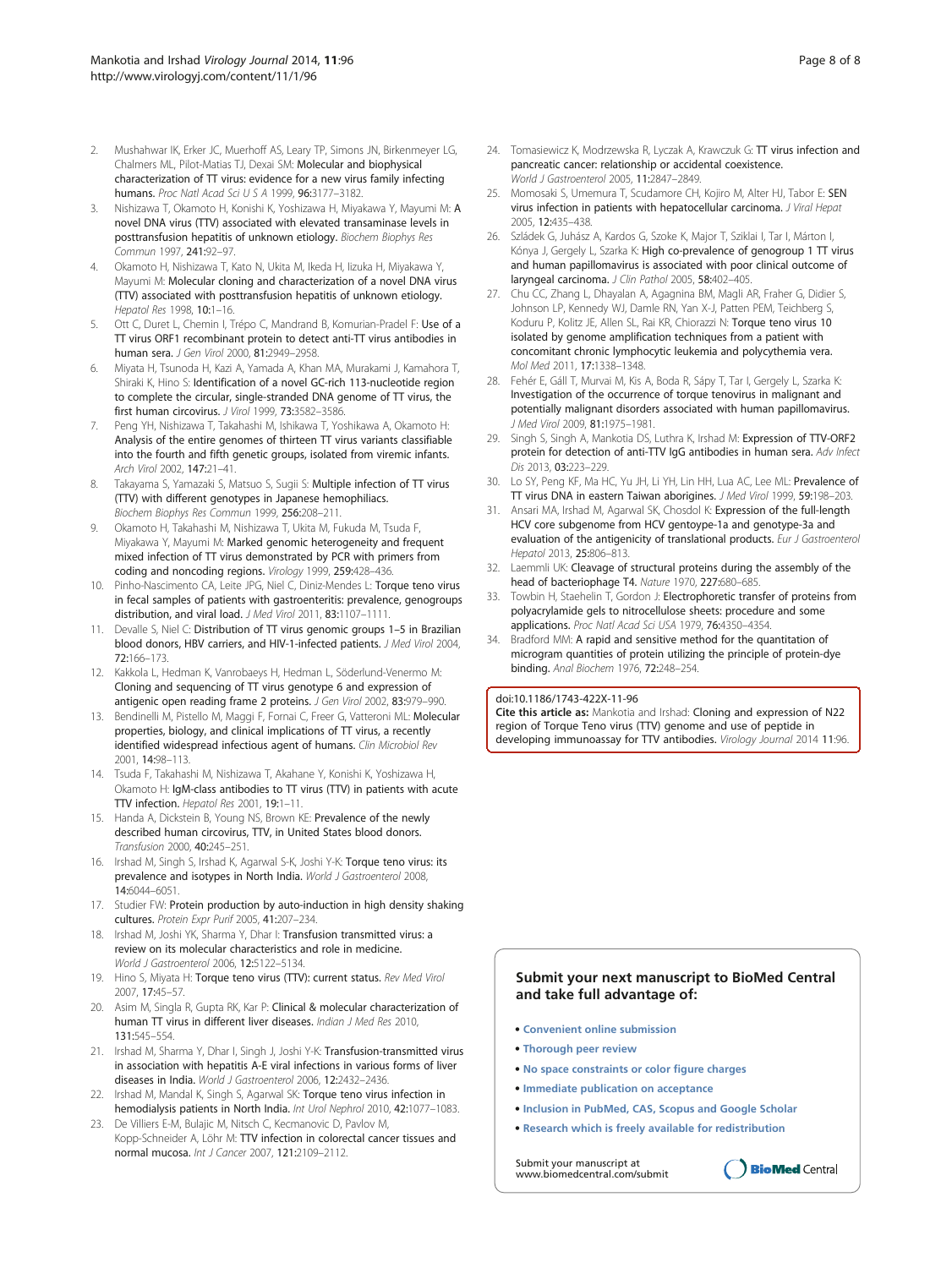2. Mushahwar IK, Erker JC, Muerhoff AS, Leary TP, Simons JN, Birkenmeyer LG, Chalmers ML, Pilot-Matias TJ, Dexai SM: **Molecular and biophysical characterization of TT virus: evidence for a new virus family infecting humans.** *Proc Natl Acad Sci U S A* 1999, **96:**3177–3182.
3. Nishizawa T, Okamoto H, Konishi K, Yoshizawa H, Miyakawa Y, Mayumi M: **A novel DNA virus (TTV) associated with elevated transaminase levels in posttransfusion hepatitis of unknown etiology.** *Biochem Biophys Res Commun* 1997, **241:**92–97.
4. Okamoto H, Nishizawa T, Kato N, Ukita M, Ikeda H, Iizuka H, Miyakawa Y, Mayumi M: **Molecular cloning and characterization of a novel DNA virus (TTV) associated with posttransfusion hepatitis of unknown etiology.** *Hepatol Res* 1998, **10:**1–16.
5. Ott C, Duret L, Chemin I, Trépo C, Mandrand B, Komurian-Pradel F: **Use of a TT virus ORF1 recombinant protein to detect anti-TT virus antibodies in human sera.** *J Gen Virol* 2000, **81:**2949–2958.
6. Miyata H, Tsunoda H, Kazi A, Yamada A, Khan MA, Murakami J, Kamahora T, Shiraki K, Hino S: **Identification of a novel GC-rich 113-nucleotide region to complete the circular, single-stranded DNA genome of TT virus, the first human circovirus.** *J Virol* 1999, **73:**3582–3586.
7. Peng YH, Nishizawa T, Takahashi M, Ishikawa T, Yoshikawa A, Okamoto H: **Analysis of the entire genomes of thirteen TT virus variants classifiable into the fourth and fifth genetic groups, isolated from viremic infants.** *Arch Virol* 2002, **147:**21–41.
8. Takayama S, Yamazaki S, Matsuo S, Sugii S: **Multiple infection of TT virus (TTV) with different genotypes in Japanese hemophiliacs.** *Biochem Biophys Res Commun* 1999, **256:**208–211.
9. Okamoto H, Takahashi M, Nishizawa T, Ukita M, Fukuda M, Tsuda F, Miyakawa Y, Mayumi M: **Marked genomic heterogeneity and frequent mixed infection of TT virus demonstrated by PCR with primers from coding and noncoding regions.** *Virology* 1999, **259:**428–436.
10. Pinho-Nascimento CA, Leite JPG, Niel C, Diniz-Mendes L: **Torque teno virus in fecal samples of patients with gastroenteritis: prevalence, genogroups distribution, and viral load.** *J Med Virol* 2011, **83:**1107–1111.
11. Devalle S, Niel C: **Distribution of TT virus genomic groups 1–5 in Brazilian blood donors, HBV carriers, and HIV-1-infected patients.** *J Med Virol* 2004, **72:**166–173.
12. Kakkola L, Hedman K, Vanrobaeys H, Hedman L, Söderlund-Venermo M: **Cloning and sequencing of TT virus genotype 6 and expression of antigenic open reading frame 2 proteins.** *J Gen Virol* 2002, **83:**979–990.
13. Bendinelli M, Pistello M, Maggi F, Fornai C, Freer G, Vatteroni ML: **Molecular properties, biology, and clinical implications of TT virus, a recently identified widespread infectious agent of humans.** *Clin Microbiol Rev* 2001, **14:**98–113.
14. Tsuda F, Takahashi M, Nishizawa T, Akahane Y, Konishi K, Yoshizawa H, Okamoto H: **IgM-class antibodies to TT virus (TTV) in patients with acute TTV infection.** *Hepatol Res* 2001, **19:**1–11.
15. Handa A, Dickstein B, Young NS, Brown KE: **Prevalence of the newly described human circovirus, TTV, in United States blood donors.** *Transfusion* 2000, **40:**245–251.
16. Irshad M, Singh S, Irshad K, Agarwal S-K, Joshi Y-K: **Torque teno virus: its prevalence and isotypes in North India.** *World J Gastroenterol* 2008, **14:**6044–6051.
17. Studier FW: **Protein production by auto-induction in high density shaking cultures.** *Protein Expr Purif* 2005, **41:**207–234.
18. Irshad M, Joshi YK, Sharma Y, Dhar I: **Transfusion transmitted virus: a review on its molecular characteristics and role in medicine.** *World J Gastroenterol* 2006, **12:**5122–5134.
19. Hino S, Miyata H: **Torque teno virus (TTV): current status.** *Rev Med Virol* 2007, **17:**45–57.
20. Asim M, Singla R, Gupta RK, Kar P: **Clinical & molecular characterization of human TT virus in different liver diseases.** *Indian J Med Res* 2010, **131:**545–554.
21. Irshad M, Sharma Y, Dhar I, Singh J, Joshi Y-K: **Transfusion-transmitted virus in association with hepatitis A-E viral infections in various forms of liver diseases in India.** *World J Gastroenterol* 2006, **12:**2432–2436.
22. Irshad M, Mandal K, Singh S, Agarwal SK: **Torque teno virus infection in hemodialysis patients in North India.** *Int Urol Nephrol* 2010, **42:**1077–1083.
23. De Villiers E-M, Bulajic M, Nitsch C, Kecmanovic D, Pavlov M, Kopp-Schneider A, Löhr M: **TTV infection in colorectal cancer tissues and normal mucosa.** *Int J Cancer* 2007, **121:**2109–2112.
24. Tomasiewicz K, Modrzewska R, Lyczak A, Krawczuk G: **TT virus infection and pancreatic cancer: relationship or accidental coexistence.** *World J Gastroenterol* 2005, **11:**2847–2849.
25. Momosaki S, Umemura T, Scudamore CH, Kojiro M, Alter HJ, Tabor E: **SEN virus infection in patients with hepatocellular carcinoma.** *J Viral Hepat* 2005, **12:**435–438.
26. Szládek G, Juhász A, Kardos G, Szoke K, Major T, Sziklai I, Tar I, Márton I, Kónya J, Gergely L, Szarka K: **High co-prevalence of genogroup 1 TT virus and human papillomavirus is associated with poor clinical outcome of laryngeal carcinoma.** *J Clin Pathol* 2005, **58:**402–405.
27. Chu CC, Zhang L, Dhayalan A, Agagnina BM, Magli AR, Fraher G, Didier S, Johnson LP, Kennedy WJ, Damle RN, Yan X-J, Patten PEM, Teichberg S, Koduru P, Kolitz JE, Allen SL, Rai KR, Chiorazzi N: **Torque teno virus 10 isolated by genome amplification techniques from a patient with concomitant chronic lymphocytic leukemia and polycythemia vera.** *Mol Med* 2011, **17:**1338–1348.
28. Fehér E, Gáll T, Murvai M, Kis A, Boda R, Sápy T, Tar I, Gergely L, Szarka K: **Investigation of the occurrence of torque tenovirus in malignant and potentially malignant disorders associated with human papillomavirus.** *J Med Virol* 2009, **81:**1975–1981.
29. Singh S, Singh A, Mankotia DS, Luthra K, Irshad M: **Expression of TTV-ORF2 protein for detection of anti-TTV IgG antibodies in human sera.** *Adv Infect Dis* 2013, **03:**223–229.
30. Lo SY, Peng KF, Ma HC, Yu JH, Li YH, Lin HH, Lua AC, Lee ML: **Prevalence of TT virus DNA in eastern Taiwan aborigines.** *J Med Virol* 1999, **59:**198–203.
31. Ansari MA, Irshad M, Agarwal SK, Chosdol K: **Expression of the full-length HCV core subgenome from HCV gentoype-1a and genotype-3a and evaluation of the antigenicity of translational products.** *Eur J Gastroenterol Hepatol* 2013, **25:**806–813.
32. Laemmli UK: **Cleavage of structural proteins during the assembly of the head of bacteriophage T4.** *Nature* 1970, **227:**680–685.
33. Towbin H, Staehelin T, Gordon J: **Electrophoretic transfer of proteins from polyacrylamide gels to nitrocellulose sheets: procedure and some applications.** *Proc Natl Acad Sci USA* 1979, **76:**4350–4354.
34. Bradford MM: **A rapid and sensitive method for the quantitation of microgram quantities of protein utilizing the principle of protein-dye binding.** *Anal Biochem* 1976, **72:**248–254.

doi:10.1186/1743-422X-11-96

**Cite this article as:** Mankotia and Irshad: Cloning and expression of N22 region of Torque Teno virus (TTV) genome and use of peptide in developing immunoassay for TTV antibodies. *Virology Journal* 2014 11:96.

**Submit your next manuscript to BioMed Central and take full advantage of:**

- **Convenient online submission**
- **Thorough peer review**
- **No space constraints or color figure charges**
- **Immediate publication on acceptance**
- **Inclusion in PubMed, CAS, Scopus and Google Scholar**
- **Research which is freely available for redistribution**

Submit your manuscript at www.biomedcentral.com/submit

BioMed Central